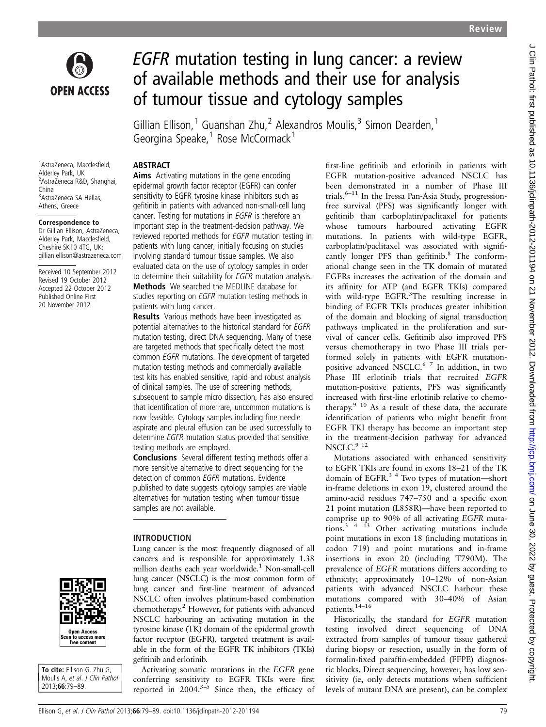# *EGFR* mutation testing in lung cancer: a review of available methods and their use for analysis of tumour tissue and cytology samples

Gillian Ellison,[1] Guanshan Zhu,[2] Alexandros Moulis,[3] Simon Dearden,[1] Georgina Speake,[1] Rose McCormack[1]

[1]AstraZeneca, Macclesfield, Alderley Park, UK
[2]AstraZeneca R&D, Shanghai, China
[3]AstraZeneca SA Hellas, Athens, Greece

**Correspondence to**
Dr Gillian Ellison, AstraZeneca, Alderley Park, Macclesfield, Cheshire SK10 4TG, UK; gillian.ellison@astrazeneca.com

Received 10 September 2012
Revised 19 October 2012
Accepted 22 October 2012
Published Online First 20 November 2012

**To cite:** Ellison G, Zhu G, Moulis A, *et al*. *J Clin Pathol* 2013;**66**:79–89.

## ABSTRACT

**Aims** Activating mutations in the gene encoding epidermal growth factor receptor (EGFR) can confer sensitivity to EGFR tyrosine kinase inhibitors such as gefitinib in patients with advanced non-small-cell lung cancer. Testing for mutations in *EGFR* is therefore an important step in the treatment-decision pathway. We reviewed reported methods for *EGFR* mutation testing in patients with lung cancer, initially focusing on studies involving standard tumour tissue samples. We also evaluated data on the use of cytology samples in order to determine their suitability for *EGFR* mutation analysis.

**Methods** We searched the MEDLINE database for studies reporting on *EGFR* mutation testing methods in patients with lung cancer.

**Results** Various methods have been investigated as potential alternatives to the historical standard for *EGFR* mutation testing, direct DNA sequencing. Many of these are targeted methods that specifically detect the most common *EGFR* mutations. The development of targeted mutation testing methods and commercially available test kits has enabled sensitive, rapid and robust analysis of clinical samples. The use of screening methods, subsequent to sample micro dissection, has also ensured that identification of more rare, uncommon mutations is now feasible. Cytology samples including fine needle aspirate and pleural effusion can be used successfully to determine *EGFR* mutation status provided that sensitive testing methods are employed.

**Conclusions** Several different testing methods offer a more sensitive alternative to direct sequencing for the detection of common *EGFR* mutations. Evidence published to date suggests cytology samples are viable alternatives for mutation testing when tumour tissue samples are not available.

## INTRODUCTION

Lung cancer is the most frequently diagnosed of all cancers and is responsible for approximately 1.38 million deaths each year worldwide.[1] Non-small-cell lung cancer (NSCLC) is the most common form of lung cancer and first-line treatment of advanced NSCLC often involves platinum-based combination chemotherapy.[2] However, for patients with advanced NSCLC harbouring an activating mutation in the tyrosine kinase (TK) domain of the epidermal growth factor receptor (EGFR), targeted treatment is available in the form of the EGFR TK inhibitors (TKIs) gefitinib and erlotinib.

Activating somatic mutations in the *EGFR* gene conferring sensitivity to EGFR TKIs were first reported in 2004.[3–5] Since then, the efficacy of first-line gefitinib and erlotinib in patients with EGFR mutation-positive advanced NSCLC has been demonstrated in a number of Phase III trials.[6–11] In the Iressa Pan-Asia Study, progression-free survival (PFS) was significantly longer with gefitinib than carboplatin/paclitaxel for patients whose tumours harboured activating EGFR mutations. In patients with wild-type EGFR, carboplatin/paclitaxel was associated with significantly longer PFS than gefitinib.[8] The conformational change seen in the TK domain of mutated EGFRs increases the activation of the domain and its affinity for ATP (and EGFR TKIs) compared with wild-type EGFR.[3] The resulting increase in binding of EGFR TKIs produces greater inhibition of the domain and blocking of signal transduction pathways implicated in the proliferation and survival of cancer cells. Gefitinib also improved PFS versus chemotherapy in two Phase III trials performed solely in patients with EGFR mutation-positive advanced NSCLC.[6,7] In addition, in two Phase III erlotinib trials that recruited *EGFR* mutation-positive patients, PFS was significantly increased with first-line erlotinib relative to chemotherapy.[9,10] As a result of these data, the accurate identification of patients who might benefit from EGFR TKI therapy has become an important step in the treatment-decision pathway for advanced NSCLC.[9,12]

Mutations associated with enhanced sensitivity to EGFR TKIs are found in exons 18–21 of the TK domain of EGFR.[3,4] Two types of mutation—short in-frame deletions in exon 19, clustered around the amino-acid residues 747–750 and a specific exon 21 point mutation (L858R)—have been reported to comprise up to 90% of all activating *EGFR* mutations.[3,4,13] Other activating mutations include point mutations in exon 18 (including mutations in codon 719) and point mutations and in-frame insertions in exon 20 (including T790M). The prevalence of *EGFR* mutations differs according to ethnicity; approximately 10–12% of non-Asian patients with advanced NSCLC harbour these mutations compared with 30–40% of Asian patients.[14–16]

Historically, the standard for *EGFR* mutation testing involved direct sequencing of DNA extracted from samples of tumour tissue gathered during biopsy or resection, usually in the form of formalin-fixed paraffin-embedded (FFPE) diagnostic blocks. Direct sequencing, however, has low sensitivity (ie, only detects mutations when sufficient levels of mutant DNA are present), can be complex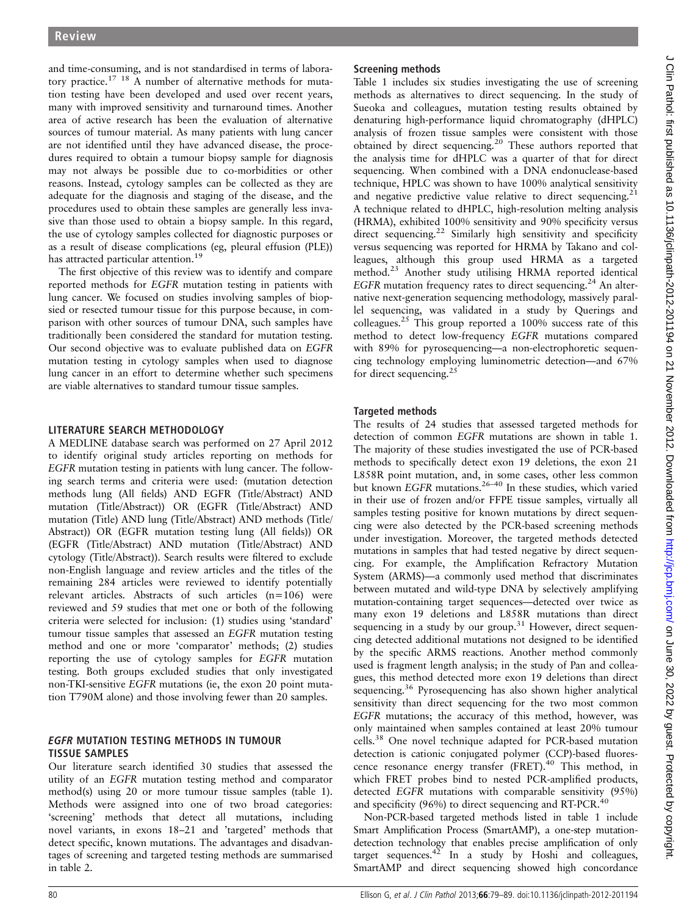and time-consuming, and is not standardised in terms of laboratory practice.[17 18] A number of alternative methods for mutation testing have been developed and used over recent years, many with improved sensitivity and turnaround times. Another area of active research has been the evaluation of alternative sources of tumour material. As many patients with lung cancer are not identified until they have advanced disease, the procedures required to obtain a tumour biopsy sample for diagnosis may not always be possible due to co-morbidities or other reasons. Instead, cytology samples can be collected as they are adequate for the diagnosis and staging of the disease, and the procedures used to obtain these samples are generally less invasive than those used to obtain a biopsy sample. In this regard, the use of cytology samples collected for diagnostic purposes or as a result of disease complications (eg, pleural effusion (PLE)) has attracted particular attention.[19]

The first objective of this review was to identify and compare reported methods for *EGFR* mutation testing in patients with lung cancer. We focused on studies involving samples of biopsied or resected tumour tissue for this purpose because, in comparison with other sources of tumour DNA, such samples have traditionally been considered the standard for mutation testing. Our second objective was to evaluate published data on *EGFR* mutation testing in cytology samples when used to diagnose lung cancer in an effort to determine whether such specimens are viable alternatives to standard tumour tissue samples.

## LITERATURE SEARCH METHODOLOGY

A MEDLINE database search was performed on 27 April 2012 to identify original study articles reporting on methods for *EGFR* mutation testing in patients with lung cancer. The following search terms and criteria were used: (mutation detection methods lung (All fields) AND EGFR (Title/Abstract) AND mutation (Title/Abstract)) OR (EGFR (Title/Abstract) AND mutation (Title) AND lung (Title/Abstract) AND methods (Title/Abstract)) OR (EGFR mutation testing lung (All fields)) OR (EGFR (Title/Abstract) AND mutation (Title/Abstract) AND cytology (Title/Abstract)). Search results were filtered to exclude non-English language and review articles and the titles of the remaining 284 articles were reviewed to identify potentially relevant articles. Abstracts of such articles (n=106) were reviewed and 59 studies that met one or both of the following criteria were selected for inclusion: (1) studies using 'standard' tumour tissue samples that assessed an *EGFR* mutation testing method and one or more 'comparator' methods; (2) studies reporting the use of cytology samples for *EGFR* mutation testing. Both groups excluded studies that only investigated non-TKI-sensitive *EGFR* mutations (ie, the exon 20 point mutation T790M alone) and those involving fewer than 20 samples.

## *EGFR* MUTATION TESTING METHODS IN TUMOUR TISSUE SAMPLES

Our literature search identified 30 studies that assessed the utility of an *EGFR* mutation testing method and comparator method(s) using 20 or more tumour tissue samples (table 1). Methods were assigned into one of two broad categories: 'screening' methods that detect all mutations, including novel variants, in exons 18–21 and 'targeted' methods that detect specific, known mutations. The advantages and disadvantages of screening and targeted testing methods are summarised in table 2.

### Screening methods

Table 1 includes six studies investigating the use of screening methods as alternatives to direct sequencing. In the study of Sueoka and colleagues, mutation testing results obtained by denaturing high-performance liquid chromatography (dHPLC) analysis of frozen tissue samples were consistent with those obtained by direct sequencing.[20] These authors reported that the analysis time for dHPLC was a quarter of that for direct sequencing. When combined with a DNA endonuclease-based technique, HPLC was shown to have 100% analytical sensitivity and negative predictive value relative to direct sequencing.[21] A technique related to dHPLC, high-resolution melting analysis (HRMA), exhibited 100% sensitivity and 90% specificity versus direct sequencing.[22] Similarly high sensitivity and specificity versus sequencing was reported for HRMA by Takano and colleagues, although this group used HRMA as a targeted method.[23] Another study utilising HRMA reported identical *EGFR* mutation frequency rates to direct sequencing.[24] An alternative next-generation sequencing methodology, massively parallel sequencing, was validated in a study by Querings and colleagues.[25] This group reported a 100% success rate of this method to detect low-frequency *EGFR* mutations compared with 89% for pyrosequencing—a non-electrophoretic sequencing technology employing luminometric detection—and 67% for direct sequencing.[25]

### Targeted methods

The results of 24 studies that assessed targeted methods for detection of common *EGFR* mutations are shown in table 1. The majority of these studies investigated the use of PCR-based methods to specifically detect exon 19 deletions, the exon 21 L858R point mutation, and, in some cases, other less common but known *EGFR* mutations.[26–40] In these studies, which varied in their use of frozen and/or FFPE tissue samples, virtually all samples testing positive for known mutations by direct sequencing were also detected by the PCR-based screening methods under investigation. Moreover, the targeted methods detected mutations in samples that had tested negative by direct sequencing. For example, the Amplification Refractory Mutation System (ARMS)—a commonly used method that discriminates between mutated and wild-type DNA by selectively amplifying mutation-containing target sequences—detected over twice as many exon 19 deletions and L858R mutations than direct sequencing in a study by our group.[31] However, direct sequencing detected additional mutations not designed to be identified by the specific ARMS reactions. Another method commonly used is fragment length analysis; in the study of Pan and colleagues, this method detected more exon 19 deletions than direct sequencing.[36] Pyrosequencing has also shown higher analytical sensitivity than direct sequencing for the two most common *EGFR* mutations; the accuracy of this method, however, was only maintained when samples contained at least 20% tumour cells.[38] One novel technique adapted for PCR-based mutation detection is cationic conjugated polymer (CCP)-based fluorescence resonance energy transfer (FRET).[40] This method, in which FRET probes bind to nested PCR-amplified products, detected *EGFR* mutations with comparable sensitivity (95%) and specificity (96%) to direct sequencing and RT-PCR.[40]

Non-PCR-based targeted methods listed in table 1 include Smart Amplification Process (SmartAMP), a one-step mutation-detection technology that enables precise amplification of only target sequences.[42] In a study by Hoshi and colleagues, SmartAMP and direct sequencing showed high concordance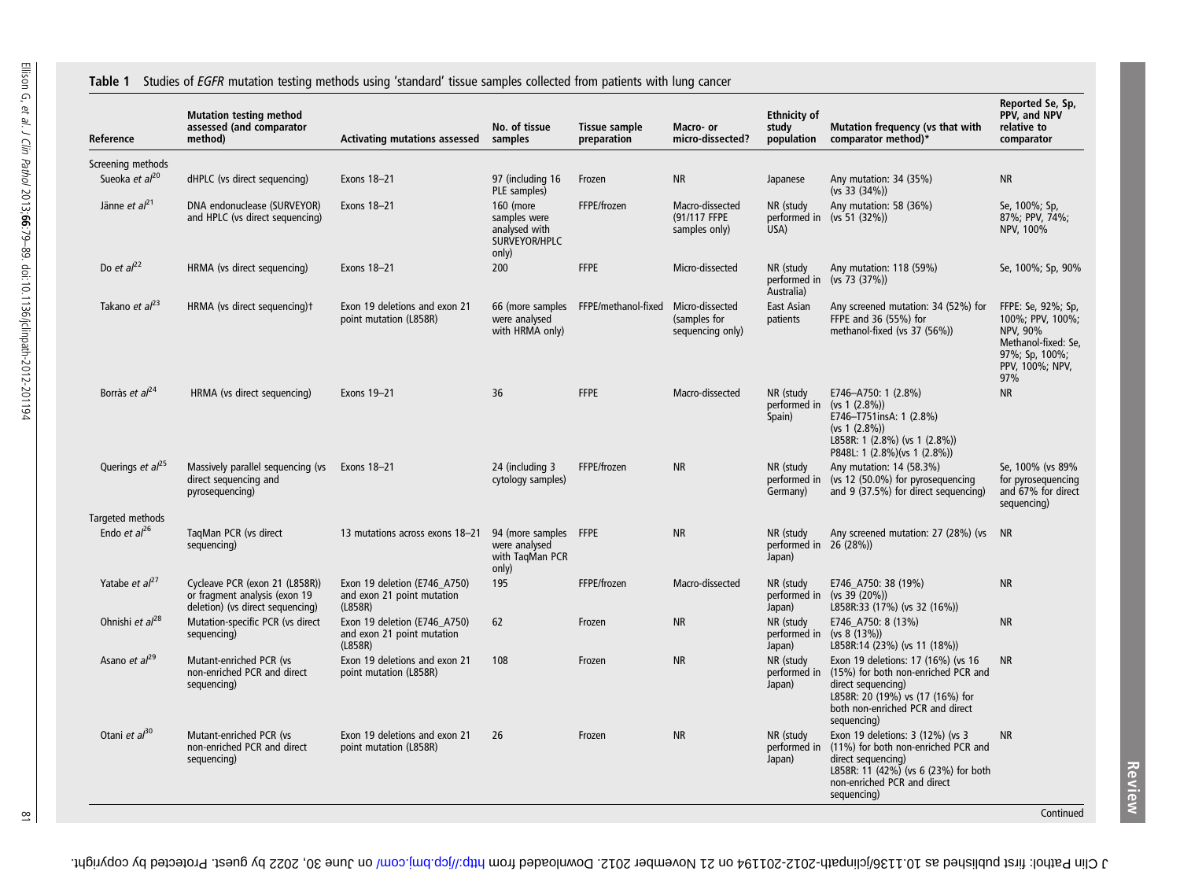**Table 1** Studies of *EGFR* mutation testing methods using 'standard' tissue samples collected from patients with lung cancer

| Reference | Mutation testing method assessed (and comparator method) | Activating mutations assessed | No. of tissue samples | Tissue sample preparation | Macro- or micro-dissected? | Ethnicity of study population | Mutation frequency (vs that with comparator method)* | Reported Se, Sp, PPV, and NPV relative to comparator |
|---|---|---|---|---|---|---|---|---|
| Screening methods | | | | | | | | |
| Sueoka *et al*[20] | dHPLC (vs direct sequencing) | Exons 18–21 | 97 (including 16 PLE samples) | Frozen | NR | Japanese | Any mutation: 34 (35%) (vs 33 (34%)) | NR |
| Jänne *et al*[21] | DNA endonuclease (SURVEYOR) and HPLC (vs direct sequencing) | Exons 18–21 | 160 (more samples were analysed with SURVEYOR/HPLC only) | FFPE/frozen | Macro-dissected (91/117 FFPE samples only) | NR (study performed in USA) | Any mutation: 58 (36%) (vs 51 (32%)) | Se, 100%; Sp, 87%; PPV, 74%; NPV, 100% |
| Do *et al*[22] | HRMA (vs direct sequencing) | Exons 18–21 | 200 | FFPE | Micro-dissected | NR (study performed in Australia) | Any mutation: 118 (59%) (vs 73 (37%)) | Se, 100%; Sp, 90% |
| Takano *et al*[23] | HRMA (vs direct sequencing)† | Exon 19 deletions and exon 21 point mutation (L858R) | 66 (more samples were analysed with HRMA only) | FFPE/methanol-fixed | Micro-dissected (samples for sequencing only) | East Asian patients | Any screened mutation: 34 (52%) for FFPE and 36 (55%) for methanol-fixed (vs 37 (56%)) | FFPE: Se, 92%; Sp, 100%; PPV, 100%; NPV, 90% Methanol-fixed: Se, 97%; Sp, 100%; PPV, 100%; NPV, 97% |
| Borràs *et al*[24] | HRMA (vs direct sequencing) | Exons 19–21 | 36 | FFPE | Macro-dissected | NR (study performed in Spain) | E746–A750: 1 (2.8%) (vs 1 (2.8%)) E746–T751insA: 1 (2.8%) (vs 1 (2.8%)) L858R: 1 (2.8%) (vs 1 (2.8%)) P848L: 1 (2.8%)(vs 1 (2.8%)) | NR |
| Querings *et al*[25] | Massively parallel sequencing (vs direct sequencing and pyrosequencing) | Exons 18–21 | 24 (including 3 cytology samples) | FFPE/frozen | NR | NR (study performed in Germany) | Any mutation: 14 (58.3%) (vs 12 (50.0%) for pyrosequencing and 9 (37.5%) for direct sequencing) | Se, 100% (vs 89% for pyrosequencing and 67% for direct sequencing) |
| Targeted methods | | | | | | | | |
| Endo *et al*[26] | TaqMan PCR (vs direct sequencing) | 13 mutations across exons 18–21 | 94 (more samples were analysed with TaqMan PCR only) | FFPE | NR | NR (study performed in Japan) | Any screened mutation: 27 (28%) (vs 26 (28%)) | NR |
| Yatabe *et al*[27] | Cycleave PCR (exon 21 (L858R)) or fragment analysis (exon 19 deletion) (vs direct sequencing) | Exon 19 deletion (E746_A750) and exon 21 point mutation (L858R) | 195 | FFPE/frozen | Macro-dissected | NR (study performed in Japan) | E746_A750: 38 (19%) (vs 39 (20%)) L858R:33 (17%) (vs 32 (16%)) | NR |
| Ohnishi *et al*[28] | Mutation-specific PCR (vs direct sequencing) | Exon 19 deletion (E746_A750) and exon 21 point mutation (L858R) | 62 | Frozen | NR | NR (study performed in Japan) | E746_A750: 8 (13%) (vs 8 (13%)) L858R:14 (23%) (vs 11 (18%)) | NR |
| Asano *et al*[29] | Mutant-enriched PCR (vs non-enriched PCR and direct sequencing) | Exon 19 deletions and exon 21 point mutation (L858R) | 108 | Frozen | NR | NR (study performed in Japan) | Exon 19 deletions: 17 (16%) (vs 16 (15%) for both non-enriched PCR and direct sequencing) L858R: 20 (19%) vs (17 (16%) for both non-enriched PCR and direct sequencing) | NR |
| Otani *et al*[30] | Mutant-enriched PCR (vs non-enriched PCR and direct sequencing) | Exon 19 deletions and exon 21 point mutation (L858R) | 26 | Frozen | NR | NR (study performed in Japan) | Exon 19 deletions: 3 (12%) (vs 3 (11%) for both non-enriched PCR and direct sequencing) L858R: 11 (42%) (vs 6 (23%) for both non-enriched PCR and direct sequencing) | NR |

Continued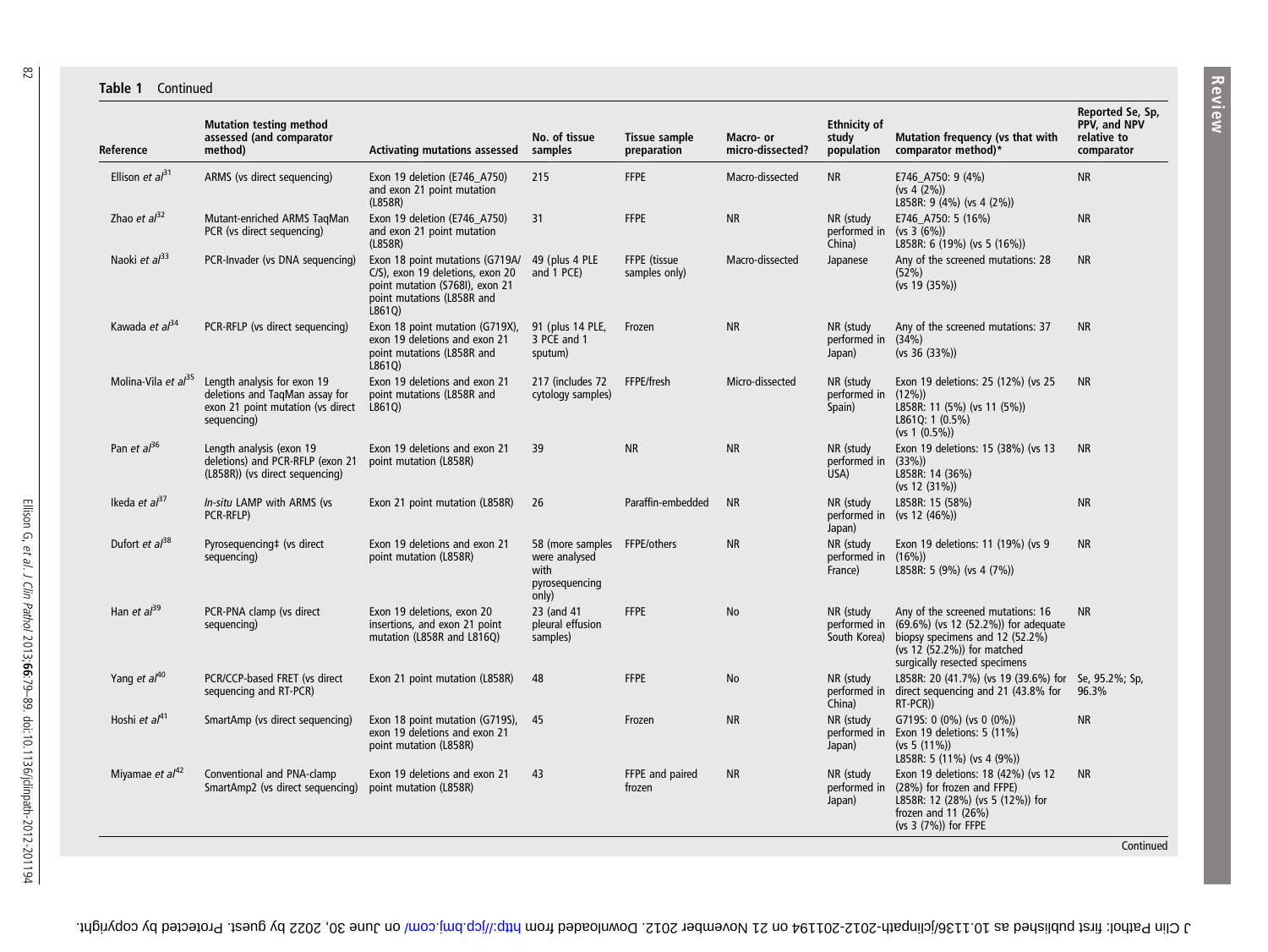**Table 1** Continued

| Reference | Mutation testing method assessed (and comparator method) | Activating mutations assessed | No. of tissue samples | Tissue sample preparation | Macro- or micro-dissected? | Ethnicity of study population | Mutation frequency (vs that with comparator method)* | Reported Se, Sp, PPV, and NPV relative to comparator |
|---|---|---|---|---|---|---|---|---|
| Ellison *et al*[31] | ARMS (vs direct sequencing) | Exon 19 deletion (E746_A750) and exon 21 point mutation (L858R) | 215 | FFPE | Macro-dissected | NR | E746_A750: 9 (4%) (vs 4 (2%)) L858R: 9 (4%) (vs 4 (2%)) | NR |
| Zhao *et al*[32] | Mutant-enriched ARMS TaqMan PCR (vs direct sequencing) | Exon 19 deletion (E746_A750) and exon 21 point mutation (L858R) | 31 | FFPE | NR | NR (study performed in China) | E746_A750: 5 (16%) (vs 3 (6%)) L858R: 6 (19%) (vs 5 (16%)) | NR |
| Naoki *et al*[33] | PCR-Invader (vs DNA sequencing) | Exon 18 point mutations (G719A/C/S), exon 19 deletions, exon 20 point mutation (S768I), exon 21 point mutations (L858R and L861Q) | 49 (plus 4 PLE and 1 PCE) | FFPE (tissue samples only) | Macro-dissected | Japanese | Any of the screened mutations: 28 (52%) (vs 19 (35%)) | NR |
| Kawada *et al*[34] | PCR-RFLP (vs direct sequencing) | Exon 18 point mutation (G719X), exon 19 deletions and exon 21 point mutations (L858R and L861Q) | 91 (plus 14 PLE, 3 PCE and 1 sputum) | Frozen | NR | NR (study performed in Japan) | Any of the screened mutations: 37 (34%) (vs 36 (33%)) | NR |
| Molina-Vila *et al*[35] | Length analysis for exon 19 deletions and TaqMan assay for exon 21 point mutations (vs direct sequencing) | Exon 19 deletions and exon 21 point mutations (L858R and L861Q) | 217 (includes 72 cytology samples) | FFPE/fresh | Micro-dissected | NR (study performed in Spain) | Exon 19 deletions: 25 (12%) (vs 25 (12%)) L858R: 11 (5%) (vs 11 (5%)) L861Q: 1 (0.5%) (vs 1 (0.5%)) | NR |
| Pan *et al*[36] | Length analysis (exon 19 deletions) and PCR-RFLP (exon 21 (L858R)) (vs direct sequencing) | Exon 19 deletions and exon 21 point mutation (L858R) | 39 | NR | NR | NR (study performed in USA) | Exon 19 deletions: 15 (38%) (vs 13 (33%)) L858R: 14 (36%) (vs 12 (31%)) | NR |
| Ikeda *et al*[37] | *In-situ* LAMP with ARMS (vs PCR-RFLP) | Exon 21 point mutation (L858R) | 26 | Paraffin-embedded | NR | NR (study performed in Japan) | L858R: 15 (58%) (vs 12 (46%)) | NR |
| Dufort *et al*[38] | Pyrosequencing‡ (vs direct sequencing) | Exon 19 deletions and exon 21 point mutation (L858R) | 58 (more samples were analysed with pyrosequencing only) | FFPE/others | NR | NR (study performed in France) | Exon 19 deletions: 11 (19%) (vs 9 (16%)) L858R: 5 (9%) (vs 4 (7%)) | NR |
| Han *et al*[39] | PCR-PNA clamp (vs direct sequencing) | Exon 19 deletions, exon 20 insertions, and exon 21 point mutation (L858R and L816Q) | 23 (and 41 pleural effusion samples) | FFPE | No | NR (study performed in South Korea) | Any of the screened mutations: 16 (69.6%) (vs 12 (52.2%)) for adequate biopsy specimens and 12 (52.2%) (vs 12 (52.2%)) for matched surgically resected specimens | NR |
| Yang *et al*[40] | PCR/CCP-based FRET (vs direct sequencing and RT-PCR) | Exon 21 point mutation (L858R) | 48 | FFPE | No | NR (study performed in China) | L858R: 20 (41.7%) (vs 19 (39.6%) for direct sequencing and 21 (43.8% for RT-PCR)) | Se, 95.2%; Sp, 96.3% |
| Hoshi *et al*[41] | SmartAmp (vs direct sequencing) | Exon 18 point mutation (G719S), exon 19 deletions and exon 21 point mutation (L858R) | 45 | Frozen | NR | NR (study performed in Japan) | G719S: 0 (0%) (vs 0 (0%)) Exon 19 deletions: 5 (11%) (vs 5 (11%)) L858R: 5 (11%) (vs 4 (9%)) | NR |
| Miyamae *et al*[42] | Conventional and PNA-clamp SmartAmp2 (vs direct sequencing) | Exon 19 deletions and exon 21 point mutation (L858R) | 43 | FFPE and paired frozen | NR | NR (study performed in Japan) | Exon 19 deletions: 18 (42%) (vs 12 (28%) for frozen and FFPE) L858R: 12 (28%) (vs 5 (12%)) for frozen and 11 (26%) (vs 3 (7%)) for FFPE | NR |

Continued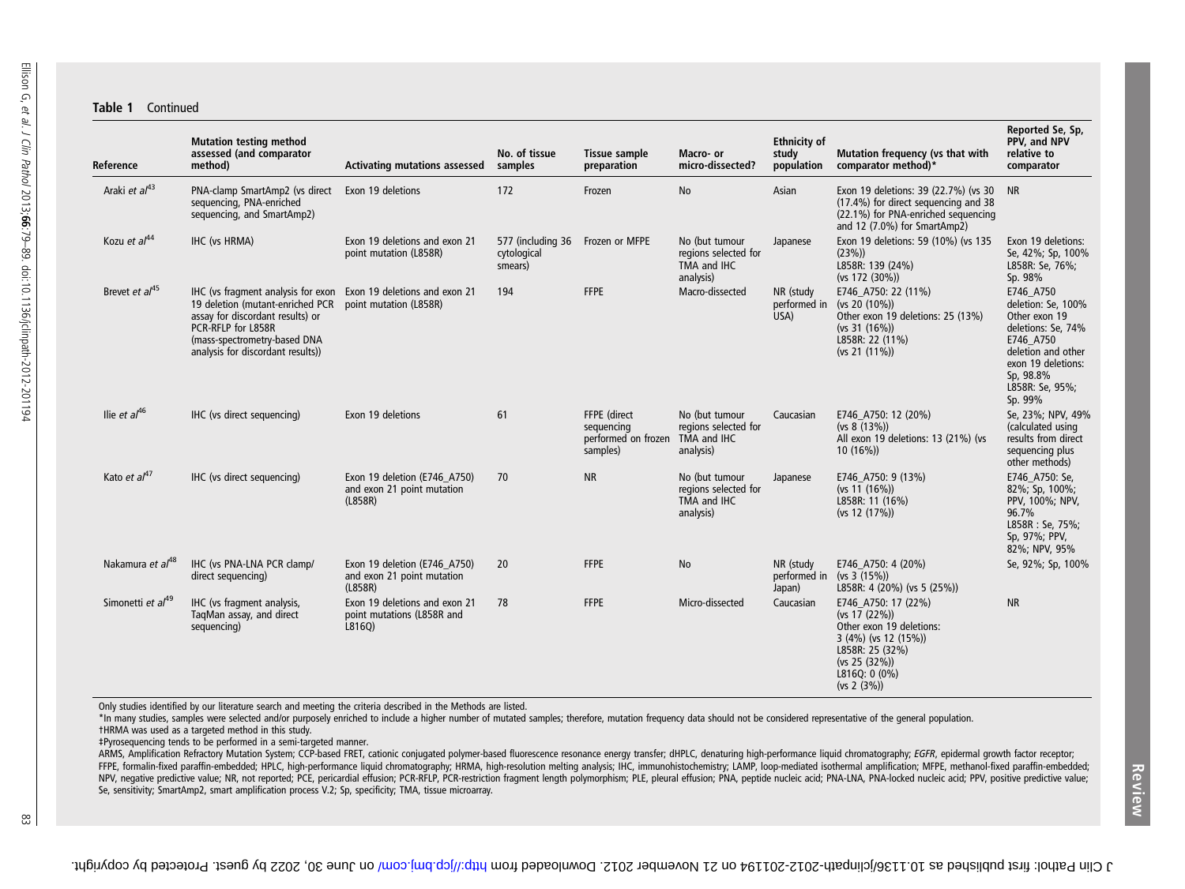**Table 1** Continued

| Reference | Mutation testing method assessed (and comparator method) | Activating mutations assessed | No. of tissue samples | Tissue sample preparation | Macro- or micro-dissected? | Ethnicity of study population | Mutation frequency (vs that with comparator method)* | Reported Se, Sp, PPV, and NPV relative to comparator |
|---|---|---|---|---|---|---|---|---|
| Araki *et al*[43] | PNA-clamp SmartAmp2 (vs direct sequencing, PNA-enriched sequencing, and SmartAmp2) | Exon 19 deletions | 172 | Frozen | No | Asian | Exon 19 deletions: 39 (22.7%) (vs 30 (17.4%) for direct sequencing and 38 (22.1%) for PNA-enriched sequencing and 12 (7.0%) for SmartAmp2) | NR |
| Kozu *et al*[44] | IHC (vs HRMA) | Exon 19 deletions and exon 21 point mutation (L858R) | 577 (including 36 cytological smears) | Frozen or MFPE | No (but tumour regions selected for TMA and IHC analysis) | Japanese | Exon 19 deletions: 59 (10%) (vs 135 (23%)) L858R: 139 (24%) (vs 172 (30%)) | Exon 19 deletions: Se, 42%; Sp, 100% L858R: Se, 76%; Sp, 98% |
| Brevet *et al*[45] | IHC (vs fragment analysis for exon 19 deletion (mutant-enriched PCR assay for discordant results) or PCR-RFLP for L858R (mass-spectrometry-based DNA analysis for discordant results)) | Exon 19 deletions and exon 21 point mutation (L858R) | 194 | FFPE | Macro-dissected | NR (study performed in USA) | E746_A750: 22 (11%) (vs 20 (10%)) Other exon 19 deletions: 25 (13%) (vs 31 (16%)) L858R: 22 (11%) (vs 21 (11%)) | E746_A750 deletion: Se, 100% Other exon 19 deletions: Se, 74% E746_A750 deletion and other exon 19 deletions: Sp, 98.8% L858R: Se, 95%; Sp. 99% |
| Ilie *et al*[46] | IHC (vs direct sequencing) | Exon 19 deletions | 61 | FFPE (direct sequencing performed on frozen samples) | No (but tumour regions selected for TMA and IHC analysis) | Caucasian | E746_A750: 12 (20%) (vs 8 (13%)) All exon 19 deletions: 13 (21%) (vs 10 (16%)) | Se, 23%; NPV, 49% (calculated using results from direct sequencing plus other methods) |
| Kato *et al*[47] | IHC (vs direct sequencing) | Exon 19 deletion (E746_A750) and exon 21 point mutation (L858R) | 70 | NR | No (but tumour regions selected for TMA and IHC analysis) | Japanese | E746_A750: 9 (13%) (vs 11 (16%)) L858R: 11 (16%) (vs 12 (17%)) | E746_A750: Se, 82%; Sp, 100%; PPV, 100%; NPV, 96.7% L858R : Se, 75%; Sp, 97%; PPV, 82%; NPV, 95% |
| Nakamura *et al*[48] | IHC (vs PNA-LNA PCR clamp/ direct sequencing) | Exon 19 deletion (E746_A750) and exon 21 point mutation (L858R) | 20 | FFPE | No | NR (study performed in Japan) | E746_A750: 4 (20%) (vs 3 (15%)) L858R: 4 (20%) (vs 5 (25%)) | Se, 92%; Sp, 100% |
| Simonetti *et al*[49] | IHC (vs fragment analysis, TaqMan assay, and direct sequencing) | Exon 19 deletions and exon 21 point mutations (L858R and L816Q) | 78 | FFPE | Micro-dissected | Caucasian | E746_A750: 17 (22%) (vs 17 (22%)) Other exon 19 deletions: 3 (4%) (vs 12 (15%)) L858R: 25 (32%) (vs 25 (32%)) L816Q: 0 (0%) (vs 2 (3%)) | NR |

Only studies identified by our literature search and meeting the criteria described in the Methods are listed.

*In many studies, samples were selected and/or purposely enriched to include a higher number of mutated samples; therefore, mutation frequency data should not be considered representative of the general population.

†HRMA was used as a targeted method in this study.

‡Pyrosequencing tends to be performed in a semi-targeted manner.

ARMS, Amplification Refractory Mutation System; CCP-based FRET, cationic conjugated polymer-based fluorescence resonance energy transfer; dHPLC, denaturing high-performance liquid chromatography; *EGFR*, epidermal growth factor receptor; FFPE, formalin-fixed paraffin-embedded; HPLC, high-performance liquid chromatography; HRMA, high-resolution melting analysis; IHC, immunohistochemistry; LAMP, loop-mediated isothermal amplification; MFPE, methanol-fixed paraffin-embedded; NPV, negative predictive value; NR, not reported; PCE, pericardial effusion; PCR-RFLP, PCR-restriction fragment length polymorphism; PLE, pleural effusion; PNA, peptide nucleic acid; PNA-LNA, PNA-locked nucleic acid; PPV, positive predictive value; Se, sensitivity; SmartAmp2, smart amplification process V.2; Sp, specificity; TMA, tissue microarray.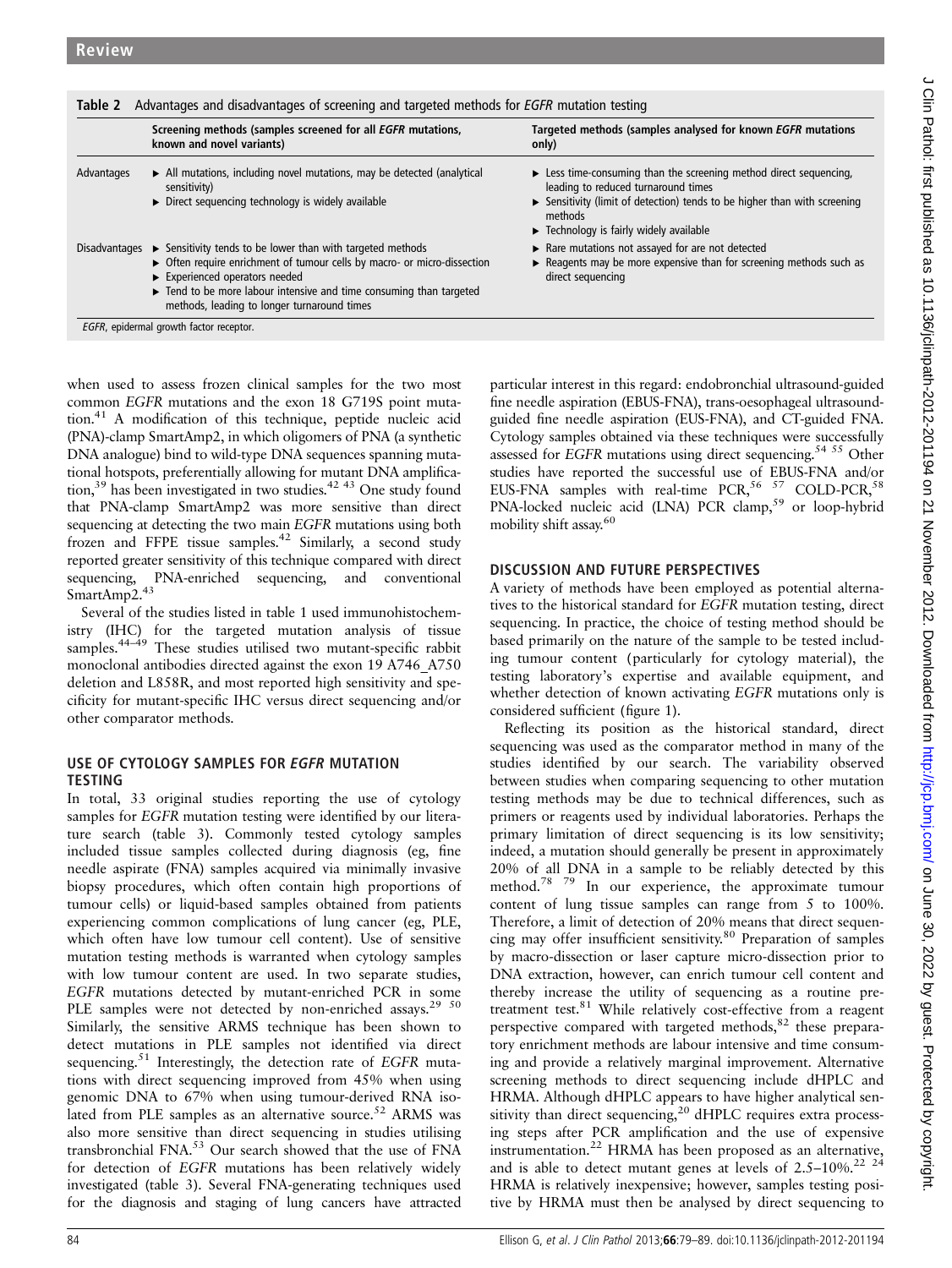**Table 2** Advantages and disadvantages of screening and targeted methods for *EGFR* mutation testing

| | Screening methods (samples screened for all *EGFR* mutations, known and novel variants) | Targeted methods (samples analysed for known *EGFR* mutations only) |
|---|---|---|
| Advantages | ▸ All mutations, including novel mutations, may be detected (analytical sensitivity)<br>▸ Direct sequencing technology is widely available | ▸ Less time-consuming than the screening method direct sequencing, leading to reduced turnaround times<br>▸ Sensitivity (limit of detection) tends to be higher than with screening methods<br>▸ Technology is fairly widely available |
| Disadvantages | ▸ Sensitivity tends to be lower than with targeted methods<br>▸ Often require enrichment of tumour cells by macro- or micro-dissection<br>▸ Experienced operators needed<br>▸ Tend to be more labour intensive and time consuming than targeted methods, leading to longer turnaround times | ▸ Rare mutations not assayed for are not detected<br>▸ Reagents may be more expensive than for screening methods such as direct sequencing |

*EGFR*, epidermal growth factor receptor.

when used to assess frozen clinical samples for the two most common *EGFR* mutations and the exon 18 G719S point mutation.[41] A modification of this technique, peptide nucleic acid (PNA)-clamp SmartAmp2, in which oligomers of PNA (a synthetic DNA analogue) bind to wild-type DNA sequences spanning mutational hotspots, preferentially allowing for mutant DNA amplification,[39] has been investigated in two studies.[42 43] One study found that PNA-clamp SmartAmp2 was more sensitive than direct sequencing at detecting the two main *EGFR* mutations using both frozen and FFPE tissue samples.[42] Similarly, a second study reported greater sensitivity of this technique compared with direct sequencing, PNA-enriched sequencing, and conventional SmartAmp2.[43]

Several of the studies listed in table 1 used immunohistochemistry (IHC) for the targeted mutation analysis of tissue samples.[44–49] These studies utilised two mutant-specific rabbit monoclonal antibodies directed against the exon 19 A746_A750 deletion and L858R, and most reported high sensitivity and specificity for mutant-specific IHC versus direct sequencing and/or other comparator methods.

## USE OF CYTOLOGY SAMPLES FOR *EGFR* MUTATION TESTING

In total, 33 original studies reporting the use of cytology samples for *EGFR* mutation testing were identified by our literature search (table 3). Commonly tested cytology samples included tissue samples collected during diagnosis (eg, fine needle aspirate (FNA) samples acquired via minimally invasive biopsy procedures, which often contain high proportions of tumour cells) or liquid-based samples obtained from patients experiencing common complications of lung cancer (eg, PLE, which often have low tumour cell content). Use of sensitive mutation testing methods is warranted when cytology samples with low tumour content are used. In two separate studies, *EGFR* mutations detected by mutant-enriched PCR in some PLE samples were not detected by non-enriched assays.[29 50] Similarly, the sensitive ARMS technique has been shown to detect mutations in PLE samples not identified via direct sequencing.[51] Interestingly, the detection rate of *EGFR* mutations with direct sequencing improved from 45% when using genomic DNA to 67% when using tumour-derived RNA isolated from PLE samples as an alternative source.[52] ARMS was also more sensitive than direct sequencing in studies utilising transbronchial FNA.[53] Our search showed that the use of FNA for detection of *EGFR* mutations has been relatively widely investigated (table 3). Several FNA-generating techniques used for the diagnosis and staging of lung cancers have attracted particular interest in this regard: endobronchial ultrasound-guided fine needle aspiration (EBUS-FNA), trans-oesophageal ultrasound-guided fine needle aspiration (EUS-FNA), and CT-guided FNA. Cytology samples obtained via these techniques were successfully assessed for *EGFR* mutations using direct sequencing.[54 55] Other studies have reported the successful use of EBUS-FNA and/or EUS-FNA samples with real-time PCR,[56 57] COLD-PCR,[58] PNA-locked nucleic acid (LNA) PCR clamp,[59] or loop-hybrid mobility shift assay.[60]

## DISCUSSION AND FUTURE PERSPECTIVES

A variety of methods have been employed as potential alternatives to the historical standard for *EGFR* mutation testing, direct sequencing. In practice, the choice of testing method should be based primarily on the nature of the sample to be tested including tumour content (particularly for cytology material), the testing laboratory's expertise and available equipment, and whether detection of known activating *EGFR* mutations only is considered sufficient (figure 1).

Reflecting its position as the historical standard, direct sequencing was used as the comparator method in many of the studies identified by our search. The variability observed between studies when comparing sequencing to other mutation testing methods may be due to technical differences, such as primers or reagents used by individual laboratories. Perhaps the primary limitation of direct sequencing is its low sensitivity; indeed, a mutation should generally be present in approximately 20% of all DNA in a sample to be reliably detected by this method.[78 79] In our experience, the approximate tumour content of lung tissue samples can range from 5 to 100%. Therefore, a limit of detection of 20% means that direct sequencing may offer insufficient sensitivity.[80] Preparation of samples by macro-dissection or laser capture micro-dissection prior to DNA extraction, however, can enrich tumour cell content and thereby increase the utility of sequencing as a routine pretreatment test.[81] While relatively cost-effective from a reagent perspective compared with targeted methods,[82] these preparatory enrichment methods are labour intensive and time consuming and provide a relatively marginal improvement. Alternative screening methods to direct sequencing include dHPLC and HRMA. Although dHPLC appears to have higher analytical sensitivity than direct sequencing,[20] dHPLC requires extra processing steps after PCR amplification and the use of expensive instrumentation.[22] HRMA has been proposed as an alternative, and is able to detect mutant genes at levels of 2.5–10%.[22 24] HRMA is relatively inexpensive; however, samples testing positive by HRMA must then be analysed by direct sequencing to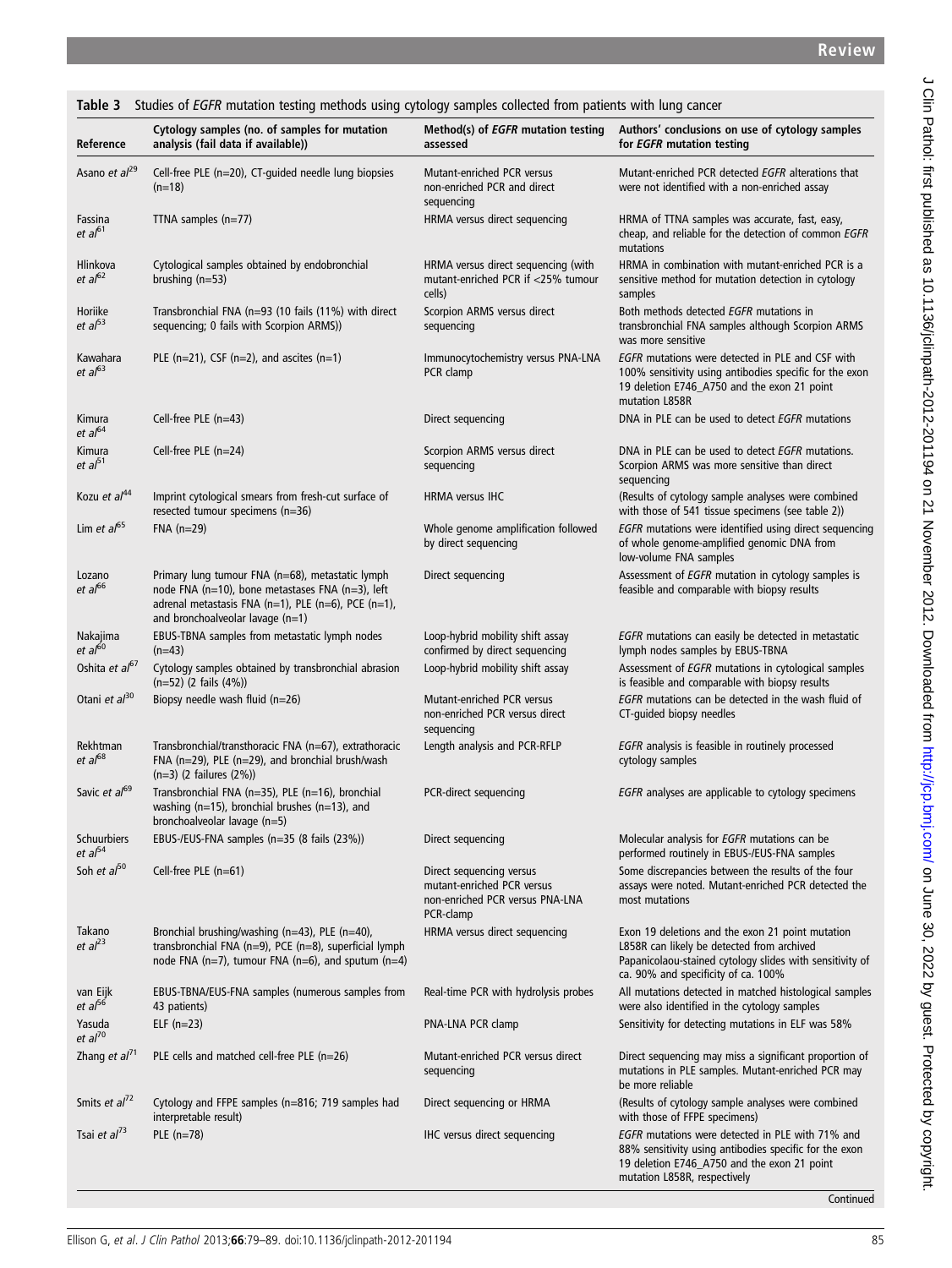**Table 3** Studies of *EGFR* mutation testing methods using cytology samples collected from patients with lung cancer

| Reference | Cytology samples (no. of samples for mutation analysis (fail data if available)) | Method(s) of *EGFR* mutation testing assessed | Authors' conclusions on use of cytology samples for *EGFR* mutation testing |
|---|---|---|---|
| Asano *et al*[29] | Cell-free PLE (n=20), CT-guided needle lung biopsies (n=18) | Mutant-enriched PCR versus non-enriched PCR and direct sequencing | Mutant-enriched PCR detected *EGFR* alterations that were not identified with a non-enriched assay |
| Fassina *et al*[61] | TTNA samples (n=77) | HRMA versus direct sequencing | HRMA of TTNA samples was accurate, fast, easy, cheap, and reliable for the detection of common *EGFR* mutations |
| Hlinkova *et al*[62] | Cytological samples obtained by endobronchial brushing (n=53) | HRMA versus direct sequencing (with mutant-enriched PCR if <25% tumour cells) | HRMA in combination with mutant-enriched PCR is a sensitive method for mutation detection in cytology samples |
| Horiike *et al*[53] | Transbronchial FNA (n=93 (10 fails (11%) with direct sequencing; 0 fails with Scorpion ARMS)) | Scorpion ARMS versus direct sequencing | Both methods detected *EGFR* mutations in transbronchial FNA samples although Scorpion ARMS was more sensitive |
| Kawahara *et al*[63] | PLE (n=21), CSF (n=2), and ascites (n=1) | Immunocytochemistry versus PNA-LNA PCR clamp | *EGFR* mutations were detected in PLE and CSF with 100% sensitivity using antibodies specific for the exon 19 deletion E746_A750 and the exon 21 point mutation L858R |
| Kimura *et al*[64] | Cell-free PLE (n=43) | Direct sequencing | DNA in PLE can be used to detect *EGFR* mutations |
| Kimura *et al*[51] | Cell-free PLE (n=24) | Scorpion ARMS versus direct sequencing | DNA in PLE can be used to detect *EGFR* mutations. Scorpion ARMS was more sensitive than direct sequencing |
| Kozu *et al*[44] | Imprint cytological smears from fresh-cut surface of resected tumour specimens (n=36) | HRMA versus IHC | (Results of cytology sample analyses were combined with those of 541 tissue specimens (see table 2)) |
| Lim *et al*[65] | FNA (n=29) | Whole genome amplification followed by direct sequencing | *EGFR* mutations were identified using direct sequencing of whole genome-amplified genomic DNA from low-volume FNA samples |
| Lozano *et al*[66] | Primary lung tumour FNA (n=68), metastatic lymph node FNA (n=10), bone metastases FNA (n=3), left adrenal metastasis FNA (n=1), PLE (n=6), PCE (n=1), and bronchoalveolar lavage (n=1) | Direct sequencing | Assessment of *EGFR* mutation in cytology samples is feasible and comparable with biopsy results |
| Nakajima *et al*[60] | EBUS-TBNA samples from metastatic lymph nodes (n=43) | Loop-hybrid mobility shift assay confirmed by direct sequencing | *EGFR* mutations can easily be detected in metastatic lymph nodes samples by EBUS-TBNA |
| Oshita *et al*[67] | Cytology samples obtained by transbronchial abrasion (n=52) (2 fails (4%)) | Loop-hybrid mobility shift assay | Assessment of *EGFR* mutations in cytological samples is feasible and comparable with biopsy results |
| Otani *et al*[30] | Biopsy needle wash fluid (n=26) | Mutant-enriched PCR versus non-enriched PCR versus direct sequencing | *EGFR* mutations can be detected in the wash fluid of CT-guided biopsy needles |
| Rekhtman *et al*[68] | Transbronchial/transthoracic FNA (n=67), extrathoracic FNA (n=29), PLE (n=29), and bronchial brush/wash (n=3) (2 failures (2%)) | Length analysis and PCR-RFLP | *EGFR* analysis is feasible in routinely processed cytology samples |
| Savic *et al*[69] | Transbronchial FNA (n=35), PLE (n=16), bronchial washing (n=15), bronchial brushes (n=13), and bronchoalveolar lavage (n=5) | PCR-direct sequencing | *EGFR* analyses are applicable to cytology specimens |
| Schuurbiers *et al*[54] | EBUS-/EUS-FNA samples (n=35 (8 fails (23%)) | Direct sequencing | Molecular analysis for *EGFR* mutations can be performed routinely in EBUS-/EUS-FNA samples |
| Soh *et al*[50] | Cell-free PLE (n=61) | Direct sequencing versus mutant-enriched PCR versus non-enriched PCR versus PNA-LNA PCR-clamp | Some discrepancies between the results of the four assays were noted. Mutant-enriched PCR detected the most mutations |
| Takano *et al*[23] | Bronchial brushing/washing (n=43), PLE (n=40), transbronchial FNA (n=9), PCE (n=8), superficial lymph node FNA (n=7), tumour FNA (n=6), and sputum (n=4) | HRMA versus direct sequencing | Exon 19 deletions and the exon 21 point mutation L858R can likely be detected from archived Papanicolaou-stained cytology slides with sensitivity of ca. 90% and specificity of ca. 100% |
| van Eijk *et al*[56] | EBUS-TBNA/EUS-FNA samples (numerous samples from 43 patients) | Real-time PCR with hydrolysis probes | All mutations detected in matched histological samples were also identified in the cytology samples |
| Yasuda *et al*[70] | ELF (n=23) | PNA-LNA PCR clamp | Sensitivity for detecting mutations in ELF was 58% |
| Zhang *et al*[71] | PLE cells and matched cell-free PLE (n=26) | Mutant-enriched PCR versus direct sequencing | Direct sequencing may miss a significant proportion of mutations in PLE samples. Mutant-enriched PCR may be more reliable |
| Smits *et al*[72] | Cytology and FFPE samples (n=816; 719 samples had interpretable result) | Direct sequencing or HRMA | (Results of cytology sample analyses were combined with those of FFPE specimens) |
| Tsai *et al*[73] | PLE (n=78) | IHC versus direct sequencing | *EGFR* mutations were detected in PLE with 71% and 88% sensitivity using antibodies specific for the exon 19 deletion E746_A750 and the exon 21 point mutation L858R, respectively |

Continued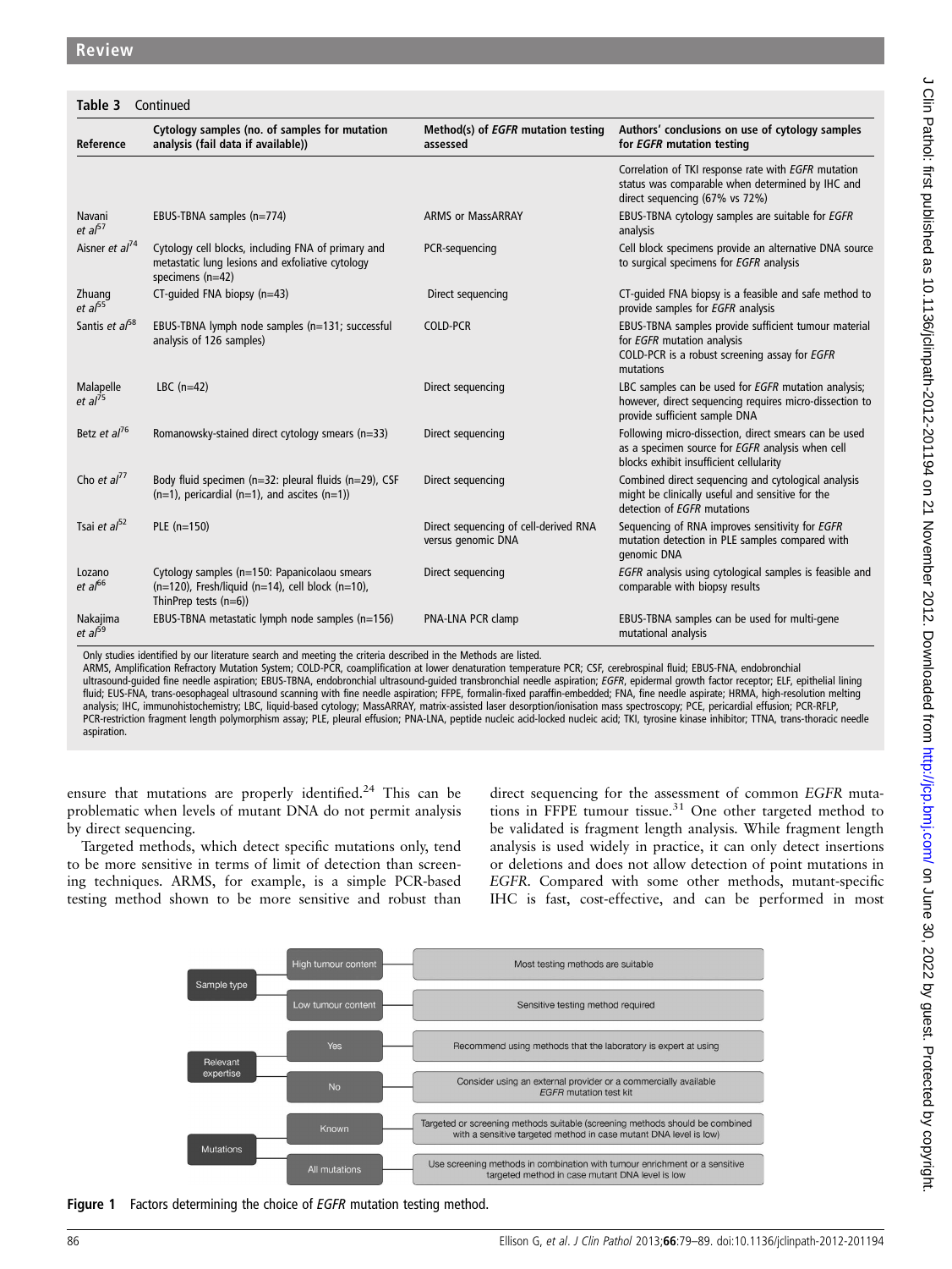**Table 3** Continued

| Reference | Cytology samples (no. of samples for mutation analysis (fail data if available)) | Method(s) of *EGFR* mutation testing assessed | Authors' conclusions on use of cytology samples for *EGFR* mutation testing |
|---|---|---|---|
| | | | Correlation of TKI response rate with *EGFR* mutation status was comparable when determined by IHC and direct sequencing (67% vs 72%) |
| Navani *et al*[67] | EBUS-TBNA samples (n=774) | ARMS or MassARRAY | EBUS-TBNA cytology samples are suitable for *EGFR* analysis |
| Aisner *et al*[74] | Cytology cell blocks, including FNA of primary and metastatic lung lesions and exfoliative cytology specimens (n=42) | PCR-sequencing | Cell block specimens provide an alternative DNA source to surgical specimens for *EGFR* analysis |
| Zhuang *et al*[65] | CT-guided FNA biopsy (n=43) | Direct sequencing | CT-guided FNA biopsy is a feasible and safe method to provide samples for *EGFR* analysis |
| Santis *et al*[58] | EBUS-TBNA lymph node samples (n=131; successful analysis of 126 samples) | COLD-PCR | EBUS-TBNA samples provide sufficient tumour material for *EGFR* mutation analysis<br>COLD-PCR is a robust screening assay for *EGFR* mutations |
| Malapelle *et al*[75] | LBC (n=42) | Direct sequencing | LBC samples can be used for *EGFR* mutation analysis; however, direct sequencing requires micro-dissection to provide sufficient sample DNA |
| Betz *et al*[76] | Romanowsky-stained direct cytology smears (n=33) | Direct sequencing | Following micro-dissection, direct smears can be used as a specimen source for *EGFR* analysis when cell blocks exhibit insufficient cellularity |
| Cho *et al*[77] | Body fluid specimen (n=32: pleural fluids (n=29), CSF (n=1), pericardial (n=1), and ascites (n=1)) | Direct sequencing | Combined direct sequencing and cytological analysis might be clinically useful and sensitive for the detection of *EGFR* mutations |
| Tsai *et al*[52] | PLE (n=150) | Direct sequencing of cell-derived RNA versus genomic DNA | Sequencing of RNA improves sensitivity for *EGFR* mutation detection in PLE samples compared with genomic DNA |
| Lozano *et al*[66] | Cytology samples (n=150: Papanicolaou smears (n=120), Fresh/liquid (n=14), cell block (n=10), ThinPrep tests (n=6)) | Direct sequencing | *EGFR* analysis using cytological samples is feasible and comparable with biopsy results |
| Nakajima *et al*[59] | EBUS-TBNA metastatic lymph node samples (n=156) | PNA-LNA PCR clamp | EBUS-TBNA samples can be used for multi-gene mutational analysis |

Only studies identified by our literature search and meeting the criteria described in the Methods are listed.
ARMS, Amplification Refractory Mutation System; COLD-PCR, coamplification at lower denaturation temperature PCR; CSF, cerebrospinal fluid; EBUS-FNA, endobronchial ultrasound-guided fine needle aspiration; EBUS-TBNA, endobronchial ultrasound-guided transbronchial needle aspiration; *EGFR*, epidermal growth factor receptor; ELF, epithelial lining fluid; EUS-FNA, trans-oesophageal ultrasound scanning with fine needle aspiration; FFPE, formalin-fixed paraffin-embedded; FNA, fine needle aspirate; HRMA, high-resolution melting analysis; IHC, immunohistochemistry; LBC, liquid-based cytology; MassARRAY, matrix-assisted laser desorption/ionisation mass spectroscopy; PCE, pericardial effusion; PCR-RFLP, PCR-restriction fragment length polymorphism assay; PLE, pleural effusion; PNA-LNA, peptide nucleic acid-locked nucleic acid; TKI, tyrosine kinase inhibitor; TTNA, trans-thoracic needle aspiration.

ensure that mutations are properly identified.[24] This can be problematic when levels of mutant DNA do not permit analysis by direct sequencing.

Targeted methods, which detect specific mutations only, tend to be more sensitive in terms of limit of detection than screening techniques. ARMS, for example, is a simple PCR-based testing method shown to be more sensitive and robust than direct sequencing for the assessment of common *EGFR* mutations in FFPE tumour tissue.[31] One other targeted method to be validated is fragment length analysis. While fragment length analysis is used widely in practice, it can only detect insertions or deletions and does not allow detection of point mutations in *EGFR*. Compared with some other methods, mutant-specific IHC is fast, cost-effective, and can be performed in most

| Factor | Option | Recommendation |
|---|---|---|
| Sample type | High tumour content | Most testing methods are suitable |
| | Low tumour content | Sensitive testing method required |
| Relevant expertise | Yes | Recommend using methods that the laboratory is expert at using |
| | No | Consider using an external provider or a commercially available *EGFR* mutation test kit |
| Mutations | Known | Targeted or screening methods suitable (screening methods should be combined with a sensitive targeted method in case mutant DNA level is low) |
| | All mutations | Use screening methods in combination with tumour enrichment or a sensitive targeted method in case mutant DNA level is low |

**Figure 1** Factors determining the choice of *EGFR* mutation testing method.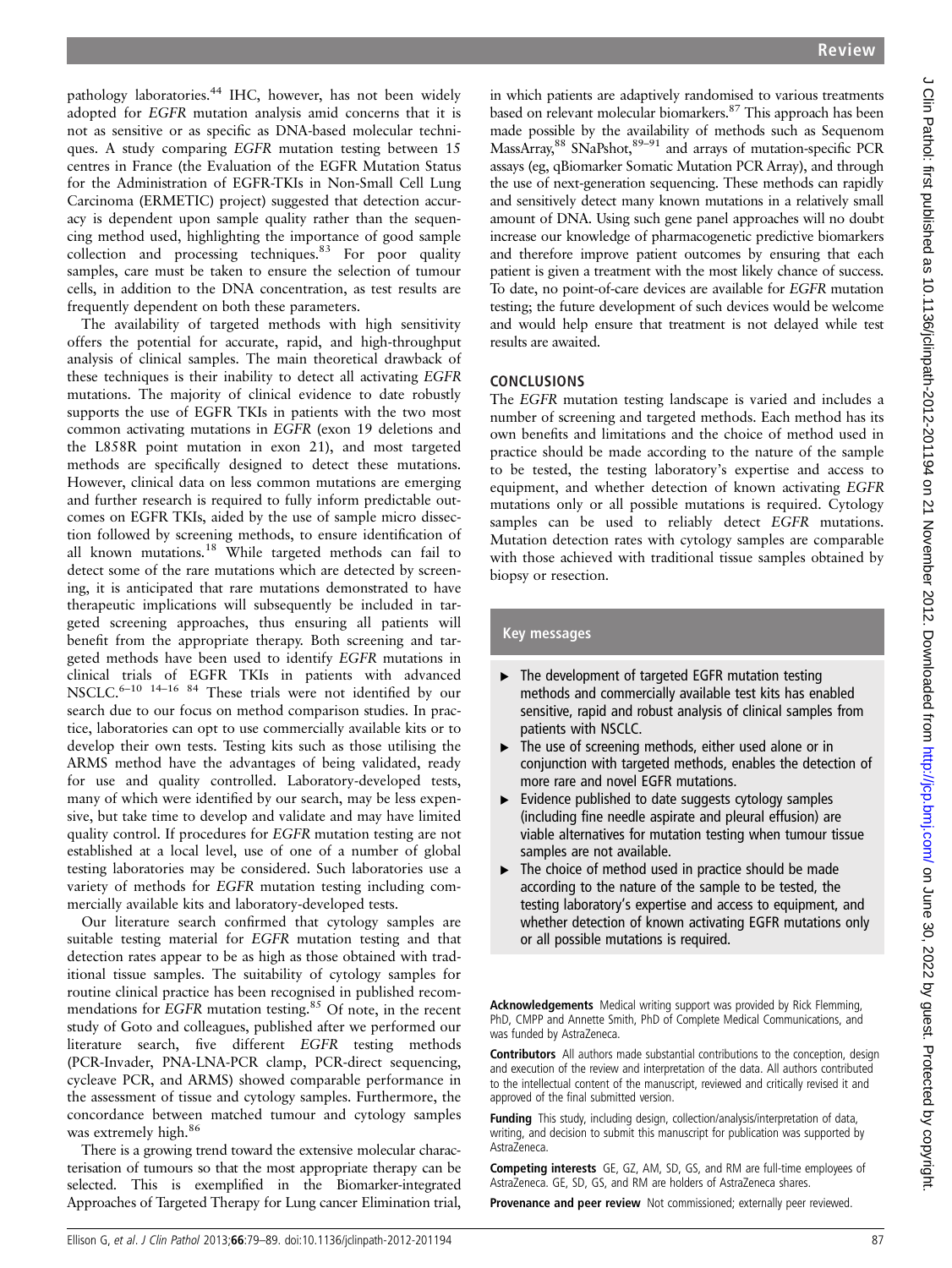pathology laboratories.[44] IHC, however, has not been widely adopted for *EGFR* mutation analysis amid concerns that it is not as sensitive or as specific as DNA-based molecular techniques. A study comparing *EGFR* mutation testing between 15 centres in France (the Evaluation of the EGFR Mutation Status for the Administration of EGFR-TKIs in Non-Small Cell Lung Carcinoma (ERMETIC) project) suggested that detection accuracy is dependent upon sample quality rather than the sequencing method used, highlighting the importance of good sample collection and processing techniques.[83] For poor quality samples, care must be taken to ensure the selection of tumour cells, in addition to the DNA concentration, as test results are frequently dependent on both these parameters.

The availability of targeted methods with high sensitivity offers the potential for accurate, rapid, and high-throughput analysis of clinical samples. The main theoretical drawback of these techniques is their inability to detect all activating *EGFR* mutations. The majority of clinical evidence to date robustly supports the use of EGFR TKIs in patients with the two most common activating mutations in *EGFR* (exon 19 deletions and the L858R point mutation in exon 21), and most targeted methods are specifically designed to detect these mutations. However, clinical data on less common mutations are emerging and further research is required to fully inform predictable outcomes on EGFR TKIs, aided by the use of sample micro dissection followed by screening methods, to ensure identification of all known mutations.[18] While targeted methods can fail to detect some of the rare mutations which are detected by screening, it is anticipated that rare mutations demonstrated to have therapeutic implications will subsequently be included in targeted screening approaches, thus ensuring all patients will benefit from the appropriate therapy. Both screening and targeted methods have been used to identify *EGFR* mutations in clinical trials of EGFR TKIs in patients with advanced NSCLC.[6–10 14–16 84] These trials were not identified by our search due to our focus on method comparison studies. In practice, laboratories can opt to use commercially available kits or to develop their own tests. Testing kits such as those utilising the ARMS method have the advantages of being validated, ready for use and quality controlled. Laboratory-developed tests, many of which were identified by our search, may be less expensive, but take time to develop and validate and may have limited quality control. If procedures for *EGFR* mutation testing are not established at a local level, use of one of a number of global testing laboratories may be considered. Such laboratories use a variety of methods for *EGFR* mutation testing including commercially available kits and laboratory-developed tests.

Our literature search confirmed that cytology samples are suitable testing material for *EGFR* mutation testing and that detection rates appear to be as high as those obtained with traditional tissue samples. The suitability of cytology samples for routine clinical practice has been recognised in published recommendations for *EGFR* mutation testing.[85] Of note, in the recent study of Goto and colleagues, published after we performed our literature search, five different *EGFR* testing methods (PCR-Invader, PNA-LNA-PCR clamp, PCR-direct sequencing, cycleave PCR, and ARMS) showed comparable performance in the assessment of tissue and cytology samples. Furthermore, the concordance between matched tumour and cytology samples was extremely high.[86]

There is a growing trend toward the extensive molecular characterisation of tumours so that the most appropriate therapy can be selected. This is exemplified in the Biomarker-integrated Approaches of Targeted Therapy for Lung cancer Elimination trial, in which patients are adaptively randomised to various treatments based on relevant molecular biomarkers.[87] This approach has been made possible by the availability of methods such as Sequenom MassArray,[88] SNaPshot,[89–91] and arrays of mutation-specific PCR assays (eg, qBiomarker Somatic Mutation PCR Array), and through the use of next-generation sequencing. These methods can rapidly and sensitively detect many known mutations in a relatively small amount of DNA. Using such gene panel approaches will no doubt increase our knowledge of pharmacogenetic predictive biomarkers and therefore improve patient outcomes by ensuring that each patient is given a treatment with the most likely chance of success. To date, no point-of-care devices are available for *EGFR* mutation testing; the future development of such devices would be welcome and would help ensure that treatment is not delayed while test results are awaited.

## CONCLUSIONS

The *EGFR* mutation testing landscape is varied and includes a number of screening and targeted methods. Each method has its own benefits and limitations and the choice of method used in practice should be made according to the nature of the sample to be tested, the testing laboratory's expertise and access to equipment, and whether detection of known activating *EGFR* mutations only or all possible mutations is required. Cytology samples can be used to reliably detect *EGFR* mutations. Mutation detection rates with cytology samples are comparable with those achieved with traditional tissue samples obtained by biopsy or resection.

### Key messages

- The development of targeted EGFR mutation testing methods and commercially available test kits has enabled sensitive, rapid and robust analysis of clinical samples from patients with NSCLC.
- The use of screening methods, either used alone or in conjunction with targeted methods, enables the detection of more rare and novel EGFR mutations.
- Evidence published to date suggests cytology samples (including fine needle aspirate and pleural effusion) are viable alternatives for mutation testing when tumour tissue samples are not available.
- The choice of method used in practice should be made according to the nature of the sample to be tested, the testing laboratory's expertise and access to equipment, and whether detection of known activating EGFR mutations only or all possible mutations is required.

**Acknowledgements** Medical writing support was provided by Rick Flemming, PhD, CMPP and Annette Smith, PhD of Complete Medical Communications, and was funded by AstraZeneca.

**Contributors** All authors made substantial contributions to the conception, design and execution of the review and interpretation of the data. All authors contributed to the intellectual content of the manuscript, reviewed and critically revised it and approved of the final submitted version.

**Funding** This study, including design, collection/analysis/interpretation of data, writing, and decision to submit this manuscript for publication was supported by AstraZeneca.

**Competing interests** GE, GZ, AM, SD, GS, and RM are full-time employees of AstraZeneca. GE, SD, GS, and RM are holders of AstraZeneca shares.

**Provenance and peer review** Not commissioned; externally peer reviewed.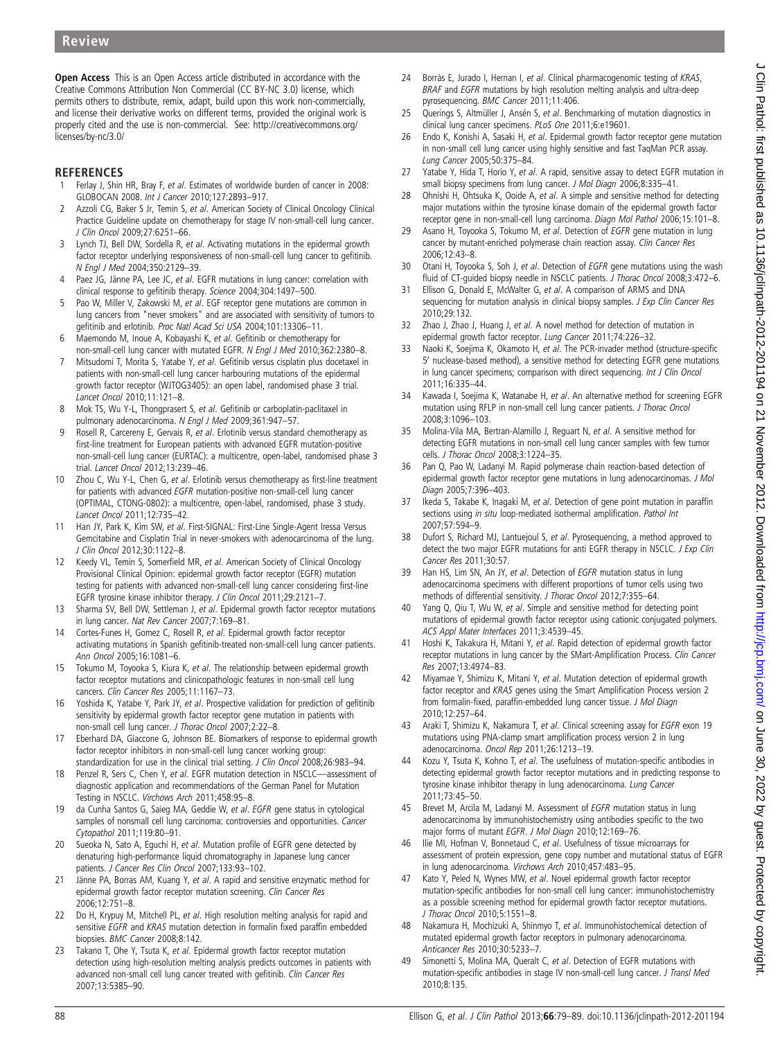**Open Access** This is an Open Access article distributed in accordance with the Creative Commons Attribution Non Commercial (CC BY-NC 3.0) license, which permits others to distribute, remix, adapt, build upon this work non-commercially, and license their derivative works on different terms, provided the original work is properly cited and the use is non-commercial. See: http://creativecommons.org/licenses/by-nc/3.0/

## REFERENCES

1. Ferlay J, Shin HR, Bray F, *et al*. Estimates of worldwide burden of cancer in 2008: GLOBOCAN 2008. *Int J Cancer* 2010;127:2893–917.
2. Azzoli CG, Baker S Jr, Temin S, *et al*. American Society of Clinical Oncology Clinical Practice Guideline update on chemotherapy for stage IV non-small-cell lung cancer. *J Clin Oncol* 2009;27:6251–66.
3. Lynch TJ, Bell DW, Sordella R, *et al*. Activating mutations in the epidermal growth factor receptor underlying responsiveness of non-small-cell lung cancer to gefitinib. *N Engl J Med* 2004;350:2129–39.
4. Paez JG, Jänne PA, Lee JC, *et al*. EGFR mutations in lung cancer: correlation with clinical response to gefitinib therapy. *Science* 2004;304:1497–500.
5. Pao W, Miller V, Zakowski M, *et al*. EGF receptor gene mutations are common in lung cancers from "never smokers" and are associated with sensitivity of tumors to gefitinib and erlotinib. *Proc Natl Acad Sci USA* 2004;101:13306–11.
6. Maemondo M, Inoue A, Kobayashi K, *et al*. Gefitinib or chemotherapy for non-small-cell lung cancer with mutated EGFR. *N Engl J Med* 2010;362:2380–8.
7. Mitsudomi T, Morita S, Yatabe Y, *et al*. Gefitinib versus cisplatin plus docetaxel in patients with non-small-cell lung cancer harbouring mutations of the epidermal growth factor receptor (WJTOG3405): an open label, randomised phase 3 trial. *Lancet Oncol* 2010;11:121–8.
8. Mok TS, Wu Y-L, Thongprasert S, *et al*. Gefitinib or carboplatin-paclitaxel in pulmonary adenocarcinoma. *N Engl J Med* 2009;361:947–57.
9. Rosell R, Carcereny E, Gervais R, *et al*. Erlotinib versus standard chemotherapy as first-line treatment for European patients with advanced EGFR mutation-positive non-small-cell lung cancer (EURTAC): a multicentre, open-label, randomised phase 3 trial. *Lancet Oncol* 2012;13:239–46.
10. Zhou C, Wu Y-L, Chen G, *et al*. Erlotinib versus chemotherapy as first-line treatment for patients with advanced *EGFR* mutation-positive non-small-cell lung cancer (OPTIMAL, CTONG-0802): a multicentre, open-label, randomised, phase 3 study. *Lancet Oncol* 2011;12:735–42.
11. Han JY, Park K, Kim SW, *et al*. First-SIGNAL: First-Line Single-Agent Iressa Versus Gemcitabine and Cisplatin Trial in never-smokers with adenocarcinoma of the lung. *J Clin Oncol* 2012;30:1122–8.
12. Keedy VL, Temin S, Somerfield MR, *et al*. American Society of Clinical Oncology Provisional Clinical Opinion: epidermal growth factor receptor (EGFR) mutation testing for patients with advanced non-small-cell lung cancer considering first-line EGFR tyrosine kinase inhibitor therapy. *J Clin Oncol* 2011;29:2121–7.
13. Sharma SV, Bell DW, Settleman J, *et al*. Epidermal growth factor receptor mutations in lung cancer. *Nat Rev Cancer* 2007;7:169–81.
14. Cortes-Funes H, Gomez C, Rosell R, *et al*. Epidermal growth factor receptor activating mutations in Spanish gefitinib-treated non-small-cell lung cancer patients. *Ann Oncol* 2005;16:1081–6.
15. Tokumo M, Toyooka S, Kiura K, *et al*. The relationship between epidermal growth factor receptor mutations and clinicopathologic features in non-small cell lung cancers. *Clin Cancer Res* 2005;11:1167–73.
16. Yoshida K, Yatabe Y, Park JY, *et al*. Prospective validation for prediction of gefitinib sensitivity by epidermal growth factor receptor gene mutation in patients with non-small cell lung cancer. *J Thorac Oncol* 2007;2:22–8.
17. Eberhard DA, Giaccone G, Johnson BE. Biomarkers of response to epidermal growth factor receptor inhibitors in non-small-cell lung cancer working group: standardization for use in the clinical trial setting. *J Clin Oncol* 2008;26:983–94.
18. Penzel R, Sers C, Chen Y, *et al*. EGFR mutation detection in NSCLC—assessment of diagnostic application and recommendations of the German Panel for Mutation Testing in NSCLC. *Virchows Arch* 2011;458:95–8.
19. da Cunha Santos G, Saieg MA, Geddie W, *et al*. *EGFR* gene status in cytological samples of nonsmall cell lung carcinoma: controversies and opportunities. *Cancer Cytopathol* 2011;119:80–91.
20. Sueoka N, Sato A, Eguchi H, *et al*. Mutation profile of EGFR gene detected by denaturing high-performance liquid chromatography in Japanese lung cancer patients. *J Cancer Res Clin Oncol* 2007;133:93–102.
21. Jänne PA, Borras AM, Kuang Y, *et al*. A rapid and sensitive enzymatic method for epidermal growth factor receptor mutation screening. *Clin Cancer Res* 2006;12:751–8.
22. Do H, Krypuy M, Mitchell PL, *et al*. High resolution melting analysis for rapid and sensitive *EGFR* and *KRAS* mutation detection in formalin fixed paraffin embedded biopsies. *BMC Cancer* 2008;8:142.
23. Takano T, Ohe Y, Tsuta K, *et al*. Epidermal growth factor receptor mutation detection using high-resolution melting analysis predicts outcomes in patients with advanced non-small cell lung cancer treated with gefitinib. *Clin Cancer Res* 2007;13:5385–90.
24. Borràs E, Jurado I, Hernan I, *et al*. Clinical pharmacogenomic testing of *KRAS*, *BRAF* and *EGFR* mutations by high resolution melting analysis and ultra-deep pyrosequencing. *BMC Cancer* 2011;11:406.
25. Querings S, Altmüller J, Ansén S, *et al*. Benchmarking of mutation diagnostics in clinical lung cancer specimens. *PLoS One* 2011;6:e19601.
26. Endo K, Konishi A, Sasaki H, *et al*. Epidermal growth factor receptor gene mutation in non-small cell lung cancer using highly sensitive and fast TaqMan PCR assay. *Lung Cancer* 2005;50:375–84.
27. Yatabe Y, Hida T, Horio Y, *et al*. A rapid, sensitive assay to detect EGFR mutation in small biopsy specimens from lung cancer. *J Mol Diagn* 2006;8:335–41.
28. Ohnishi H, Ohtsuka K, Ooide A, *et al*. A simple and sensitive method for detecting major mutations within the tyrosine kinase domain of the epidermal growth factor receptor gene in non-small-cell lung carcinoma. *Diagn Mol Pathol* 2006;15:101–8.
29. Asano H, Toyooka S, Tokumo M, *et al*. Detection of *EGFR* gene mutation in lung cancer by mutant-enriched polymerase chain reaction assay. *Clin Cancer Res* 2006;12:43–8.
30. Otani H, Toyooka S, Soh J, *et al*. Detection of *EGFR* gene mutations using the wash fluid of CT-guided biopsy needle in NSCLC patients. *J Thorac Oncol* 2008;3:472–6.
31. Ellison G, Donald E, McWalter G, *et al*. A comparison of ARMS and DNA sequencing for mutation analysis in clinical biopsy samples. *J Exp Clin Cancer Res* 2010;29:132.
32. Zhao J, Zhao J, Huang J, *et al*. A novel method for detection of mutation in epidermal growth factor receptor. *Lung Cancer* 2011;74:226–32.
33. Naoki K, Soejima K, Okamoto H, *et al*. The PCR-invader method (structure-specific 5′ nuclease-based method), a sensitive method for detecting EGFR gene mutations in lung cancer specimens; comparison with direct sequencing. *Int J Clin Oncol* 2011;16:335–44.
34. Kawada I, Soejima K, Watanabe H, *et al*. An alternative method for screening EGFR mutation using RFLP in non-small cell lung cancer patients. *J Thorac Oncol* 2008;3:1096–103.
35. Molina-Vila MA, Bertran-Alamillo J, Reguart N, *et al*. A sensitive method for detecting EGFR mutations in non-small cell lung cancer samples with few tumor cells. *J Thorac Oncol* 2008;3:1224–35.
36. Pan Q, Pao W, Ladanyi M. Rapid polymerase chain reaction-based detection of epidermal growth factor receptor gene mutations in lung adenocarcinomas. *J Mol Diagn* 2005;7:396–403.
37. Ikeda S, Takabe K, Inagaki M, *et al*. Detection of gene point mutation in paraffin sections using *in situ* loop-mediated isothermal amplification. *Pathol Int* 2007;57:594–9.
38. Dufort S, Richard MJ, Lantuejoul S, *et al*. Pyrosequencing, a method approved to detect the two major EGFR mutations for anti EGFR therapy in NSCLC. *J Exp Clin Cancer Res* 2011;30:57.
39. Han HS, Lim SN, An JY, *et al*. Detection of *EGFR* mutation status in lung adenocarcinoma specimens with different proportions of tumor cells using two methods of differential sensitivity. *J Thorac Oncol* 2012;7:355–64.
40. Yang Q, Qiu T, Wu W, *et al*. Simple and sensitive method for detecting point mutations of epidermal growth factor receptor using cationic conjugated polymers. *ACS Appl Mater Interfaces* 2011;3:4539–45.
41. Hoshi K, Takakura H, Mitani Y, *et al*. Rapid detection of epidermal growth factor receptor mutations in lung cancer by the SMart-Amplification Process. *Clin Cancer Res* 2007;13:4974–83.
42. Miyamae Y, Shimizu K, Mitani Y, *et al*. Mutation detection of epidermal growth factor receptor and *KRAS* genes using the Smart Amplification Process version 2 from formalin-fixed, paraffin-embedded lung cancer tissue. *J Mol Diagn* 2010;12:257–64.
43. Araki T, Shimizu K, Nakamura T, *et al*. Clinical screening assay for *EGFR* exon 19 mutations using PNA-clamp smart amplification process version 2 in lung adenocarcinoma. *Oncol Rep* 2011;26:1213–19.
44. Kozu Y, Tsuta K, Kohno T, *et al*. The usefulness of mutation-specific antibodies in detecting epidermal growth factor receptor mutations and in predicting response to tyrosine kinase inhibitor therapy in lung adenocarcinoma. *Lung Cancer* 2011;73:45–50.
45. Brevet M, Arcila M, Ladanyi M. Assessment of *EGFR* mutation status in lung adenocarcinoma by immunohistochemistry using antibodies specific to the two major forms of mutant *EGFR*. *J Mol Diagn* 2010;12:169–76.
46. Ilie MI, Hofman V, Bonnetaud C, *et al*. Usefulness of tissue microarrays for assessment of protein expression, gene copy number and mutational status of EGFR in lung adenocarcinoma. *Virchows Arch* 2010;457:483–95.
47. Kato Y, Peled N, Wynes MW, *et al*. Novel epidermal growth factor receptor mutation-specific antibodies for non-small cell lung cancer: immunohistochemistry as a possible screening method for epidermal growth factor receptor mutations. *J Thorac Oncol* 2010;5:1551–8.
48. Nakamura H, Mochizuki A, Shinmyo T, *et al*. Immunohistochemical detection of mutated epidermal growth factor receptors in pulmonary adenocarcinoma. *Anticancer Res* 2010;30:5233–7.
49. Simonetti S, Molina MA, Queralt C, *et al*. Detection of EGFR mutations with mutation-specific antibodies in stage IV non-small-cell lung cancer. *J Transl Med* 2010;8:135.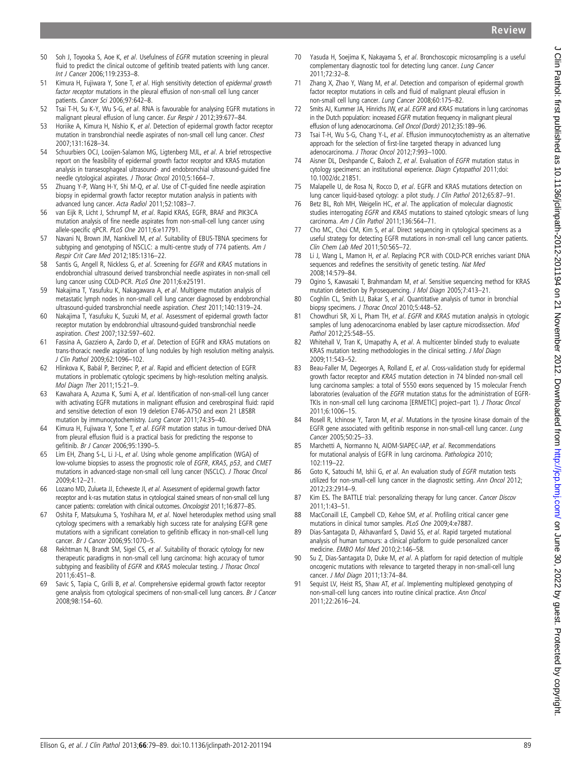50 Soh J, Toyooka S, Aoe K, *et al*. Usefulness of *EGFR* mutation screening in pleural fluid to predict the clinical outcome of gefitinib treated patients with lung cancer. *Int J Cancer* 2006;119:2353–8.

51 Kimura H, Fujiwara Y, Sone T, *et al*. High sensitivity detection of *epidermal growth factor receptor* mutations in the pleural effusion of non-small cell lung cancer patients. *Cancer Sci* 2006;97:642–8.

52 Tsai T-H, Su K-Y, Wu S-G, *et al*. RNA is favourable for analysing EGFR mutations in malignant pleural effusion of lung cancer. *Eur Respir J* 2012;39:677–84.

53 Horiike A, Kimura H, Nishio K, *et al*. Detection of epidermal growth factor receptor mutation in transbronchial needle aspirates of non-small cell lung cancer. *Chest* 2007;131:1628–34.

54 Schuurbiers OCJ, Looijen-Salamon MG, Ligtenberg MJL, *et al*. A brief retrospective report on the feasibility of epidermal growth factor receptor and KRAS mutation analysis in transesophageal ultrasound- and endobronchial ultrasound-guided fine needle cytological aspirates. *J Thorac Oncol* 2010;5:1664–7.

55 Zhuang Y-P, Wang H-Y, Shi M-Q, *et al*. Use of CT-guided fine needle aspiration biopsy in epidermal growth factor receptor mutation analysis in patients with advanced lung cancer. *Acta Radiol* 2011;52:1083–7.

56 van Eijk R, Licht J, Schrumpf M, *et al*. Rapid KRAS, EGFR, BRAF and PIK3CA mutation analysis of fine needle aspirates from non-small-cell lung cancer using allele-specific qPCR. *PLoS One* 2011;6:e17791.

57 Navani N, Brown JM, Nankivell M, *et al*. Suitability of EBUS-TBNA specimens for subtyping and genotyping of NSCLC: a multi-centre study of 774 patients. *Am J Respir Crit Care Med* 2012;185:1316–22.

58 Santis G, Angell R, Nickless G, *et al*. Screening for *EGFR* and *KRAS* mutations in endobronchial ultrasound derived transbronchial needle aspirates in non-small cell lung cancer using COLD-PCR. *PLoS One* 2011;6:e25191.

59 Nakajima T, Yasufuku K, Nakagawara A, *et al*. Multigene mutation analysis of metastatic lymph nodes in non-small cell lung cancer diagnosed by endobronchial ultrasound-guided transbronchial needle aspiration. *Chest* 2011;140:1319–24.

60 Nakajima T, Yasufuku K, Suzuki M, *et al*. Assessment of epidermal growth factor receptor mutation by endobronchial ultrasound-guided transbronchial needle aspiration. *Chest* 2007;132:597–602.

61 Fassina A, Gazziero A, Zardo D, *et al*. Detection of EGFR and KRAS mutations on trans-thoracic needle aspiration of lung nodules by high resolution melting analysis. *J Clin Pathol* 2009;62:1096–102.

62 Hlinkova K, Babál P, Berzinec P, *et al*. Rapid and efficient detection of EGFR mutations in problematic cytologic specimens by high-resolution melting analysis. *Mol Diagn Ther* 2011;15:21–9.

63 Kawahara A, Azuma K, Sumi A, *et al*. Identification of non-small-cell lung cancer with activating EGFR mutations in malignant effusion and cerebrospinal fluid: rapid and sensitive detection of exon 19 deletion E746-A750 and exon 21 L858R mutation by immunocytochemistry. *Lung Cancer* 2011;74:35–40.

64 Kimura H, Fujiwara Y, Sone T, *et al*. *EGFR* mutation status in tumour-derived DNA from pleural effusion fluid is a practical basis for predicting the response to gefitinib. *Br J Cancer* 2006;95:1390–5.

65 Lim EH, Zhang S-L, Li J-L, *et al*. Using whole genome amplification (WGA) of low-volume biopsies to assess the prognostic role of *EGFR*, *KRAS*, *p53*, and *CMET* mutations in advanced-stage non-small cell lung cancer (NSCLC). *J Thorac Oncol* 2009;4:12–21.

66 Lozano MD, Zulueta JJ, Echeveste JI, *et al*. Assessment of epidermal growth factor receptor and k-ras mutation status in cytological stained smears of non-small cell lung cancer patients: correlation with clinical outcomes. *Oncologist* 2011;16:877–85.

67 Oshita F, Matsukuma S, Yoshihara M, *et al*. Novel heteroduplex method using small cytology specimens with a remarkably high success rate for analysing EGFR gene mutations with a significant correlation to gefitinib efficacy in non-small-cell lung cancer. *Br J Cancer* 2006;95:1070–5.

68 Rekhtman N, Brandt SM, Sigel CS, *et al*. Suitability of thoracic cytology for new therapeutic paradigms in non-small cell lung carcinoma: high accuracy of tumor subtyping and feasibility of *EGFR* and *KRAS* molecular testing. *J Thorac Oncol* 2011;6:451–8.

69 Savic S, Tapia C, Grilli B, *et al*. Comprehensive epidermal growth factor receptor gene analysis from cytological specimens of non-small-cell lung cancers. *Br J Cancer* 2008;98:154–60.

70 Yasuda H, Soejima K, Nakayama S, *et al*. Bronchoscopic microsampling is a useful complementary diagnostic tool for detecting lung cancer. *Lung Cancer* 2011;72:32–8.

71 Zhang X, Zhao Y, Wang M, *et al*. Detection and comparison of epidermal growth factor receptor mutations in cells and fluid of malignant pleural effusion in non-small cell lung cancer. *Lung Cancer* 2008;60:175–82.

72 Smits AJ, Kummer JA, Hinrichs JW, *et al*. *EGFR* and *KRAS* mutations in lung carcinomas in the Dutch population: increased *EGFR* mutation frequency in malignant pleural effusion of lung adenocarcinoma. *Cell Oncol (Dordr)* 2012;35:189–96.

73 Tsai T-H, Wu S-G, Chang Y-L, *et al*. Effusion immunocytochemistry as an alternative approach for the selection of first-line targeted therapy in advanced lung adenocarcinoma. *J Thorac Oncol* 2012;7:993–1000.

74 Aisner DL, Deshpande C, Baloch Z, *et al*. Evaluation of *EGFR* mutation status in cytology specimens: an institutional experience. *Diagn Cytopathol* 2011;doi: 10.1002/dc.21851.

75 Malapelle U, de Rosa N, Rocco D, *et al*. EGFR and KRAS mutations detection on lung cancer liquid-based cytology: a pilot study. *J Clin Pathol* 2012;65:87–91.

76 Betz BL, Roh MH, Weigelin HC, *et al*. The application of molecular diagnostic studies interrogating *EGFR* and *KRAS* mutations to stained cytologic smears of lung carcinoma. *Am J Clin Pathol* 2011;136:564–71.

77 Cho MC, Choi CM, Kim S, *et al*. Direct sequencing in cytological specimens as a useful strategy for detecting EGFR mutations in non-small cell lung cancer patients. *Clin Chem Lab Med* 2011;50:565–72.

78 Li J, Wang L, Mamon H, *et al*. Replacing PCR with COLD-PCR enriches variant DNA sequences and redefines the sensitivity of genetic testing. *Nat Med* 2008;14:579–84.

79 Ogino S, Kawasaki T, Brahmandam M, *et al*. Sensitive sequencing method for KRAS mutation detection by Pyrosequencing. *J Mol Diagn* 2005;7:413–21.

80 Coghlin CL, Smith LJ, Bakar S, *et al*. Quantitative analysis of tumor in bronchial biopsy specimens. *J Thorac Oncol* 2010;5:448–52.

81 Chowdhuri SR, Xi L, Pham TH, *et al*. *EGFR* and *KRAS* mutation analysis in cytologic samples of lung adenocarcinoma enabled by laser capture microdissection. *Mod Pathol* 2012;25:548–55.

82 Whitehall V, Tran K, Umapathy A, *et al*. A multicenter blinded study to evaluate KRAS mutation testing methodologies in the clinical setting. *J Mol Diagn* 2009;11:543–52.

83 Beau-Faller M, Degeorges A, Rolland E, *et al*. Cross-validation study for epidermal growth factor receptor and *KRAS* mutation detection in 74 blinded non-small cell lung carcinoma samples: a total of 5550 exons sequenced by 15 molecular French laboratories (evaluation of the *EGFR* mutation status for the administration of EGFR-TKIs in non-small cell lung carcinoma [ERMETIC] project–part 1). *J Thorac Oncol* 2011;6:1006–15.

84 Rosell R, Ichinose Y, Taron M, *et al*. Mutations in the tyrosine kinase domain of the EGFR gene associated with gefitinib response in non-small-cell lung cancer. *Lung Cancer* 2005;50:25–33.

85 Marchetti A, Normanno N, AIOM-SIAPEC-IAP, *et al*. Recommendations for mutational analysis of EGFR in lung carcinoma. *Pathologica* 2010; 102:119–22.

86 Goto K, Satouchi M, Ishii G, *et al*. An evaluation study of *EGFR* mutation tests utilized for non-small-cell lung cancer in the diagnostic setting. *Ann Oncol* 2012; 2012;23:2914–9.

87 Kim ES**.** The BATTLE trial: personalizing therapy for lung cancer. *Cancer Discov* 2011;1:43–51.

88 MacConaill LE, Campbell CD, Kehoe SM, *et al*. Profiling critical cancer gene mutations in clinical tumor samples. *PLoS One* 2009;4:e7887.

89 Dias-Santagata D, Akhavanfard S, David SS, *et al*. Rapid targeted mutational analysis of human tumours: a clinical platform to guide personalized cancer medicine. *EMBO Mol Med* 2010;2:146–58.

90 Su Z, Dias-Santagata D, Duke M, *et al*. A platform for rapid detection of multiple oncogenic mutations with relevance to targeted therapy in non-small-cell lung cancer. *J Mol Diagn* 2011;13:74–84.

91 Sequist LV, Heist RS, Shaw AT, *et al*. Implementing multiplexed genotyping of non-small-cell lung cancers into routine clinical practice. *Ann Oncol* 2011;22:2616–24.